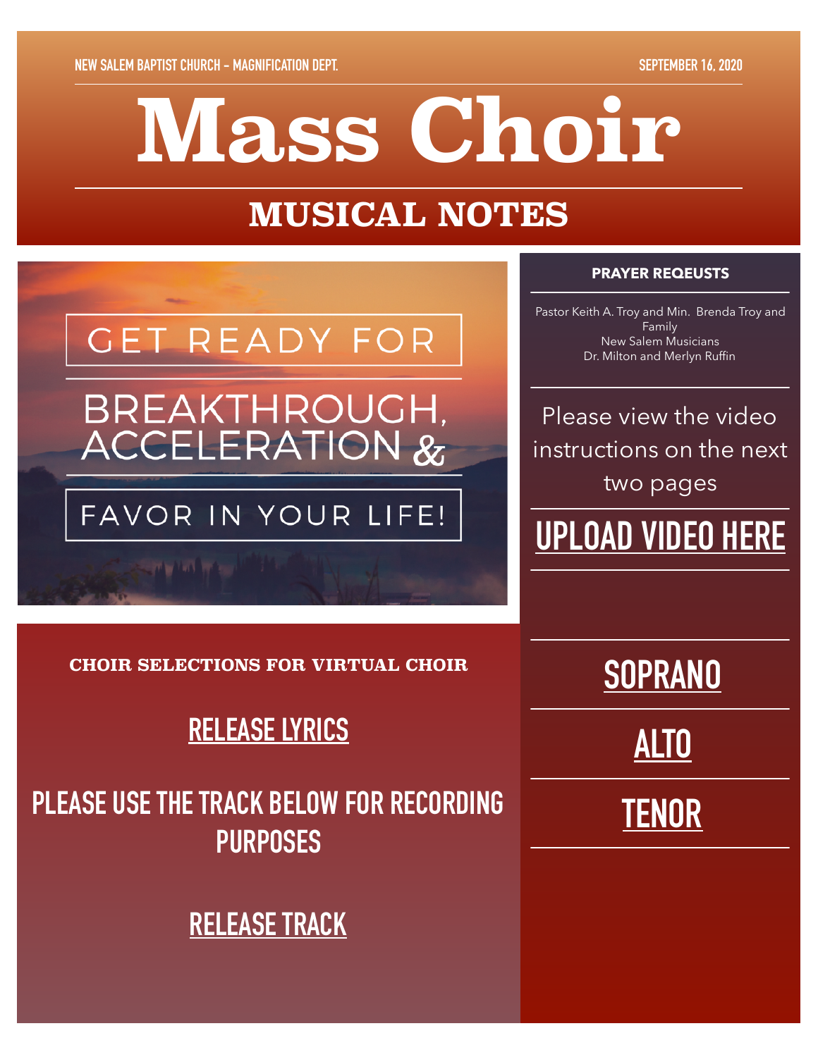NEW SALEM BAPTIST CHURCH – MAGNIFICATION DEPT.

SEPTEMBER 16, 2020

# Mass Choir

## MUSICAL NOTES

GET READY FOR

BREAKTHROUGH, ACCELERATION &

FAVOR IN YOUR LIFE!

**PRAYER REQEUSTS**

Pastor Keith A. Troy and Min. Brenda Troy and Family
New Salem Musicians
Dr. Milton and Merlyn Ruffin

Please view the video instructions on the next two pages

## UPLOAD VIDEO HERE

**CHOIR SELECTIONS FOR VIRTUAL CHOIR**

## RELEASE LYRICS

## PLEASE USE THE TRACK BELOW FOR RECORDING PURPOSES

## RELEASE TRACK

## SOPRANO

## ALTO

## TENOR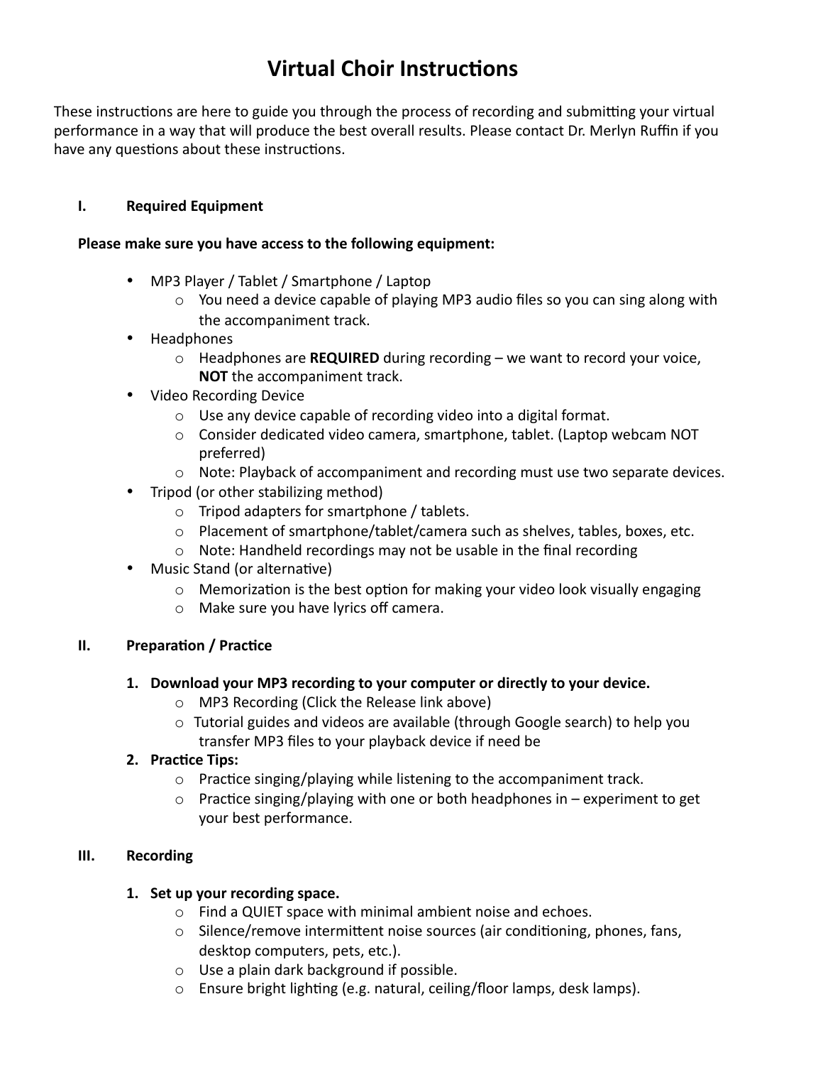# Virtual Choir Instructions

These instructions are here to guide you through the process of recording and submitting your virtual performance in a way that will produce the best overall results. Please contact Dr. Merlyn Ruffin if you have any questions about these instructions.

## I. Required Equipment

**Please make sure you have access to the following equipment:**

- MP3 Player / Tablet / Smartphone / Laptop
  - You need a device capable of playing MP3 audio files so you can sing along with the accompaniment track.
- Headphones
  - Headphones are **REQUIRED** during recording – we want to record your voice, **NOT** the accompaniment track.
- Video Recording Device
  - Use any device capable of recording video into a digital format.
  - Consider dedicated video camera, smartphone, tablet. (Laptop webcam NOT preferred)
  - Note: Playback of accompaniment and recording must use two separate devices.
- Tripod (or other stabilizing method)
  - Tripod adapters for smartphone / tablets.
  - Placement of smartphone/tablet/camera such as shelves, tables, boxes, etc.
  - Note: Handheld recordings may not be usable in the final recording
- Music Stand (or alternative)
  - Memorization is the best option for making your video look visually engaging
  - Make sure you have lyrics off camera.

## II. Preparation / Practice

1. **Download your MP3 recording to your computer or directly to your device.**
   - MP3 Recording (Click the Release link above)
   - Tutorial guides and videos are available (through Google search) to help you transfer MP3 files to your playback device if need be
2. **Practice Tips:**
   - Practice singing/playing while listening to the accompaniment track.
   - Practice singing/playing with one or both headphones in – experiment to get your best performance.

## III. Recording

1. **Set up your recording space.**
   - Find a QUIET space with minimal ambient noise and echoes.
   - Silence/remove intermittent noise sources (air conditioning, phones, fans, desktop computers, pets, etc.).
   - Use a plain dark background if possible.
   - Ensure bright lighting (e.g. natural, ceiling/floor lamps, desk lamps).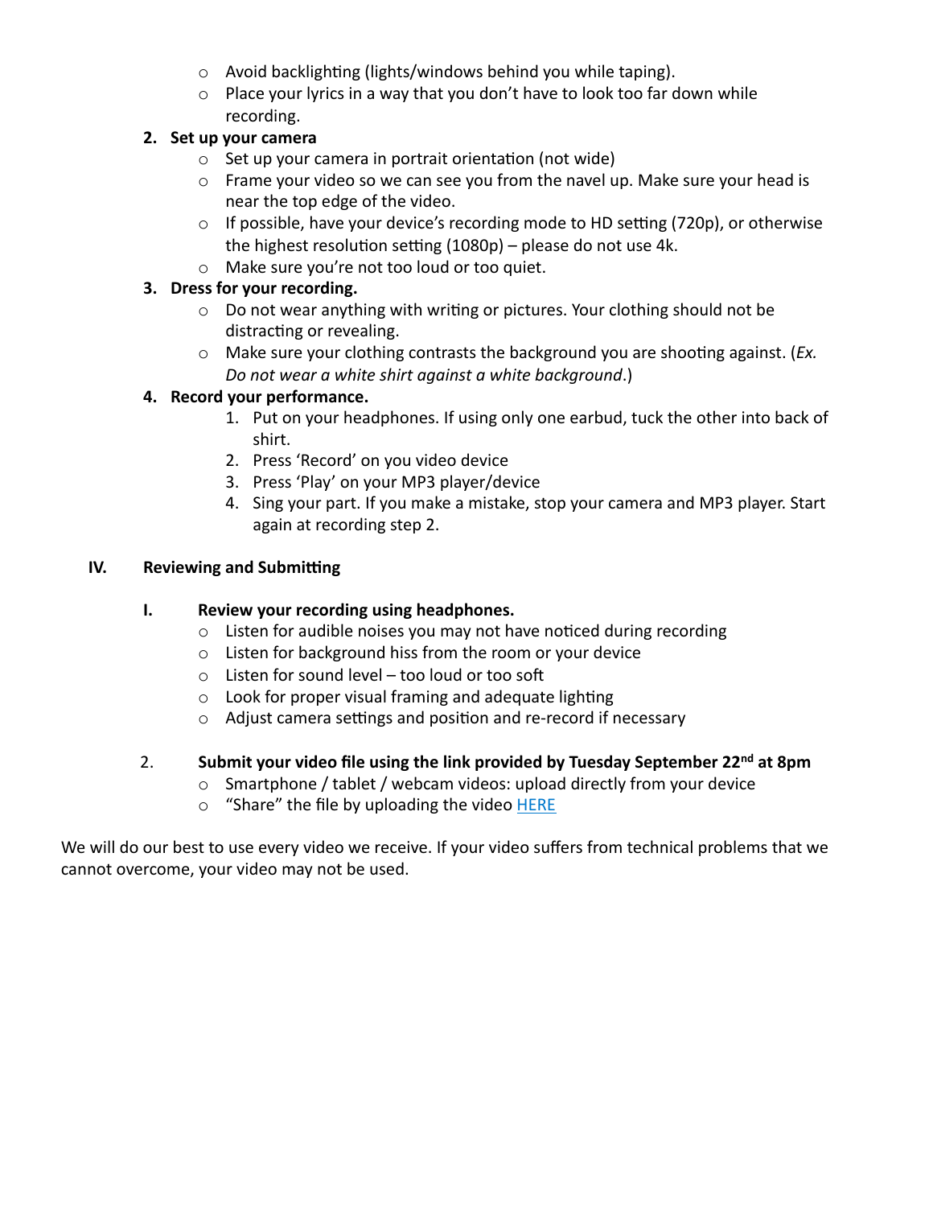- Avoid backlighting (lights/windows behind you while taping).
- Place your lyrics in a way that you don't have to look too far down while recording.

2. **Set up your camera**
   - Set up your camera in portrait orientation (not wide)
   - Frame your video so we can see you from the navel up. Make sure your head is near the top edge of the video.
   - If possible, have your device's recording mode to HD setting (720p), or otherwise the highest resolution setting (1080p) – please do not use 4k.
   - Make sure you're not too loud or too quiet.

3. **Dress for your recording.**
   - Do not wear anything with writing or pictures. Your clothing should not be distracting or revealing.
   - Make sure your clothing contrasts the background you are shooting against. (*Ex. Do not wear a white shirt against a white background*.)

4. **Record your performance.**
   1. Put on your headphones. If using only one earbud, tuck the other into back of shirt.
   2. Press 'Record' on you video device
   3. Press 'Play' on your MP3 player/device
   4. Sing your part. If you make a mistake, stop your camera and MP3 player. Start again at recording step 2.

## IV. Reviewing and Submitting

**I. Review your recording using headphones.**
- Listen for audible noises you may not have noticed during recording
- Listen for background hiss from the room or your device
- Listen for sound level – too loud or too soft
- Look for proper visual framing and adequate lighting
- Adjust camera settings and position and re-record if necessary

**2. Submit your video file using the link provided by Tuesday September 22nd at 8pm**
- Smartphone / tablet / webcam videos: upload directly from your device
- "Share" the file by uploading the video HERE

We will do our best to use every video we receive. If your video suffers from technical problems that we cannot overcome, your video may not be used.